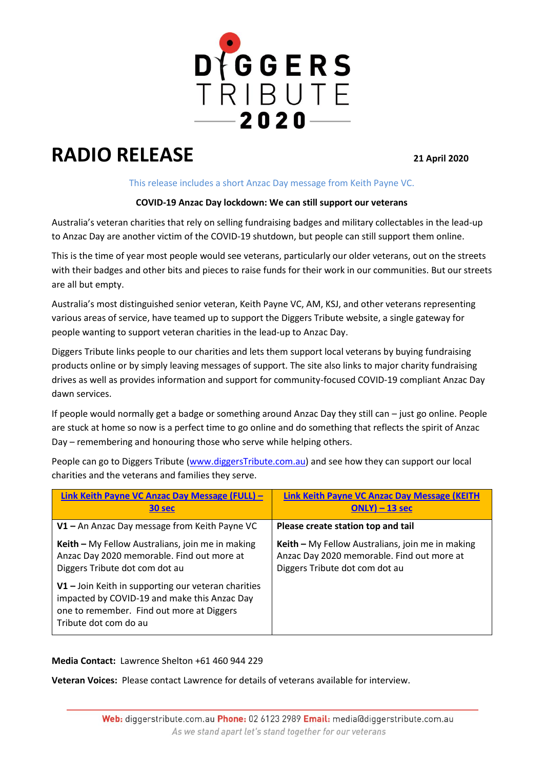DIGGERS TRIBUTE 2020

# RADIO RELEASE

**21 April 2020**

This release includes a short Anzac Day message from Keith Payne VC.

**COVID-19 Anzac Day lockdown: We can still support our veterans**

Australia's veteran charities that rely on selling fundraising badges and military collectables in the lead-up to Anzac Day are another victim of the COVID-19 shutdown, but people can still support them online.

This is the time of year most people would see veterans, particularly our older veterans, out on the streets with their badges and other bits and pieces to raise funds for their work in our communities. But our streets are all but empty.

Australia's most distinguished senior veteran, Keith Payne VC, AM, KSJ, and other veterans representing various areas of service, have teamed up to support the Diggers Tribute website, a single gateway for people wanting to support veteran charities in the lead-up to Anzac Day.

Diggers Tribute links people to our charities and lets them support local veterans by buying fundraising products online or by simply leaving messages of support. The site also links to major charity fundraising drives as well as provides information and support for community-focused COVID-19 compliant Anzac Day dawn services.

If people would normally get a badge or something around Anzac Day they still can – just go online. People are stuck at home so now is a perfect time to go online and do something that reflects the spirit of Anzac Day – remembering and honouring those who serve while helping others.

People can go to Diggers Tribute (www.diggersTribute.com.au) and see how they can support our local charities and the veterans and families they serve.

| Link Keith Payne VC Anzac Day Message (FULL) – 30 sec | Link Keith Payne VC Anzac Day Message (KEITH ONLY) – 13 sec |
|---|---|
| **V1 –** An Anzac Day message from Keith Payne VC<br><br>**Keith –** My Fellow Australians, join me in making Anzac Day 2020 memorable. Find out more at Diggers Tribute dot com dot au<br><br>**V1 –** Join Keith in supporting our veteran charities impacted by COVID-19 and make this Anzac Day one to remember. Find out more at Diggers Tribute dot com do au | **Please create station top and tail**<br><br>**Keith –** My Fellow Australians, join me in making Anzac Day 2020 memorable. Find out more at Diggers Tribute dot com dot au |

**Media Contact:** Lawrence Shelton +61 460 944 229

**Veteran Voices:** Please contact Lawrence for details of veterans available for interview.

**Web:** diggerstribute.com.au **Phone:** 02 6123 2989 **Email:** media@diggerstribute.com.au

*As we stand apart let's stand together for our veterans*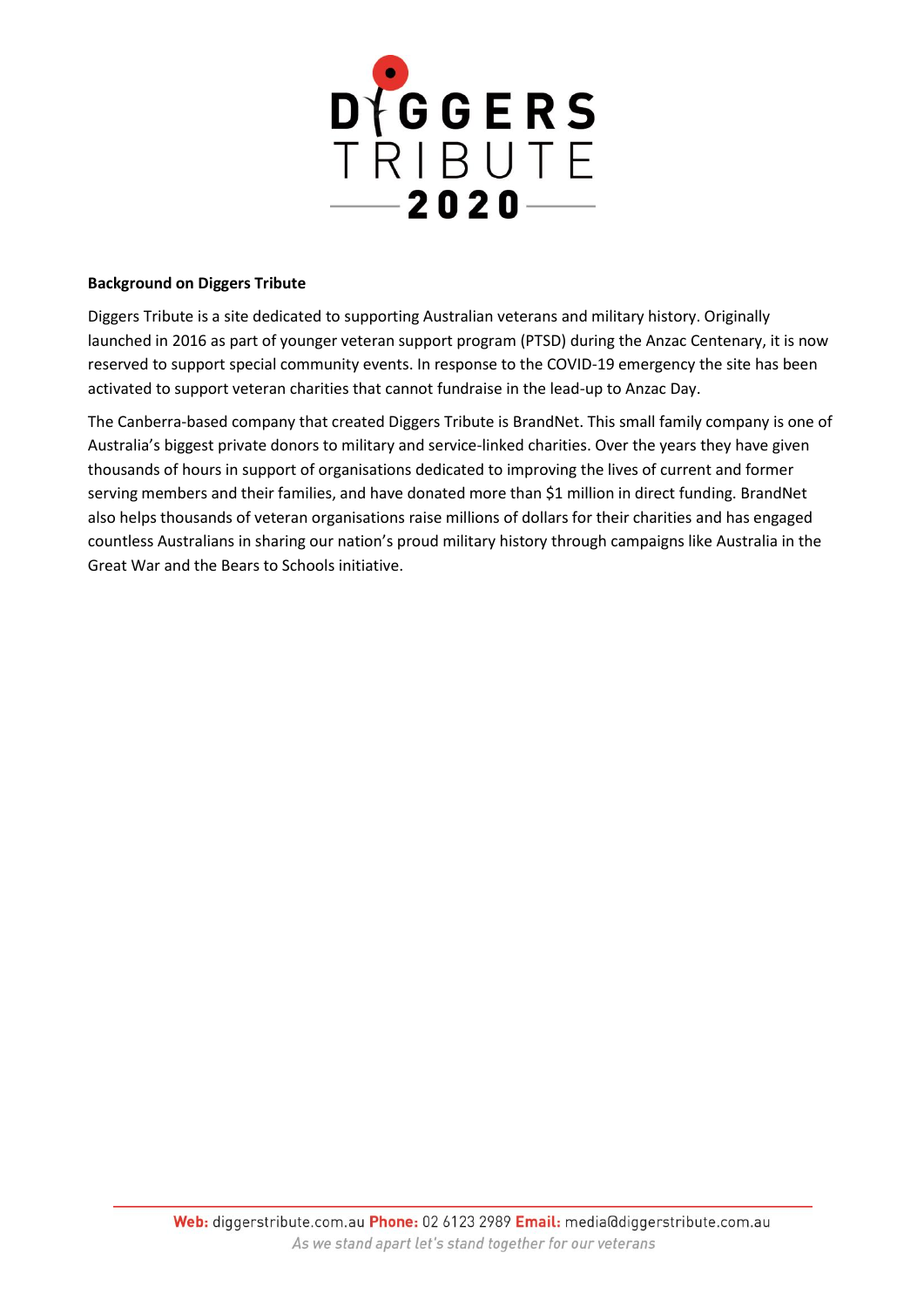**Background on Diggers Tribute**

Diggers Tribute is a site dedicated to supporting Australian veterans and military history. Originally launched in 2016 as part of younger veteran support program (PTSD) during the Anzac Centenary, it is now reserved to support special community events. In response to the COVID-19 emergency the site has been activated to support veteran charities that cannot fundraise in the lead-up to Anzac Day.

The Canberra-based company that created Diggers Tribute is BrandNet. This small family company is one of Australia's biggest private donors to military and service-linked charities. Over the years they have given thousands of hours in support of organisations dedicated to improving the lives of current and former serving members and their families, and have donated more than $1 million in direct funding. BrandNet also helps thousands of veteran organisations raise millions of dollars for their charities and has engaged countless Australians in sharing our nation's proud military history through campaigns like Australia in the Great War and the Bears to Schools initiative.